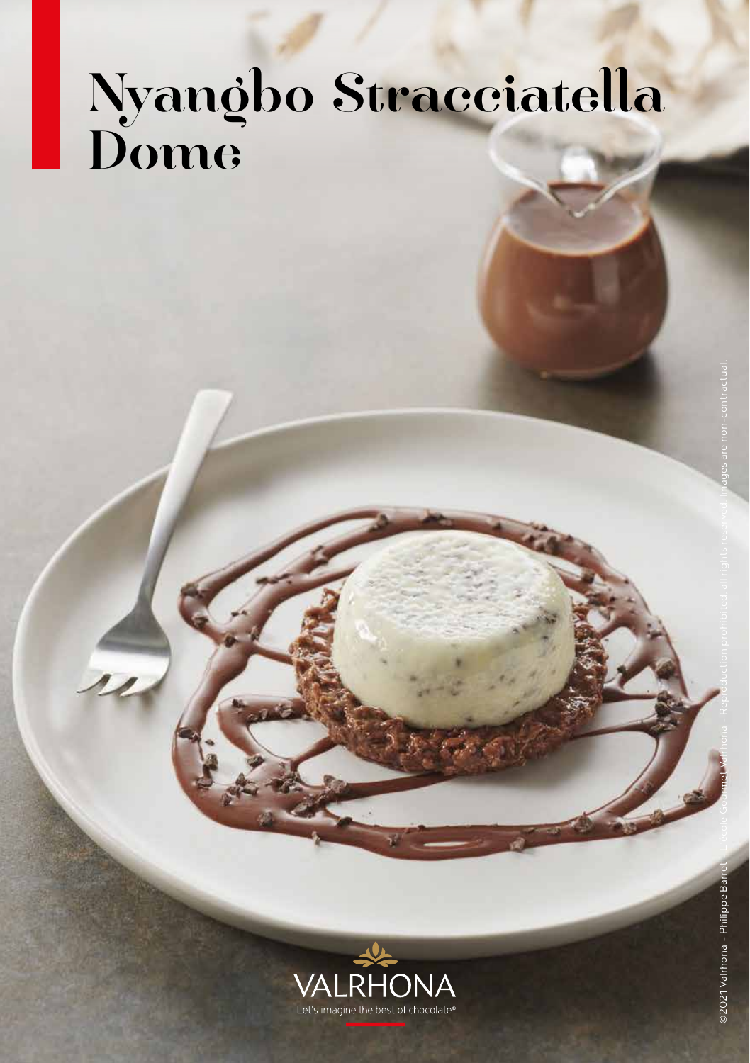# Nyangbo Stracciatella Dome

VALRHONA

Let's imagine the best of chocolate®

©2021 Valrhona - Philippe Barret - L'école Gourmet Valrhona - Reproduction prohibited, all rights reserved. Images are non-contractual.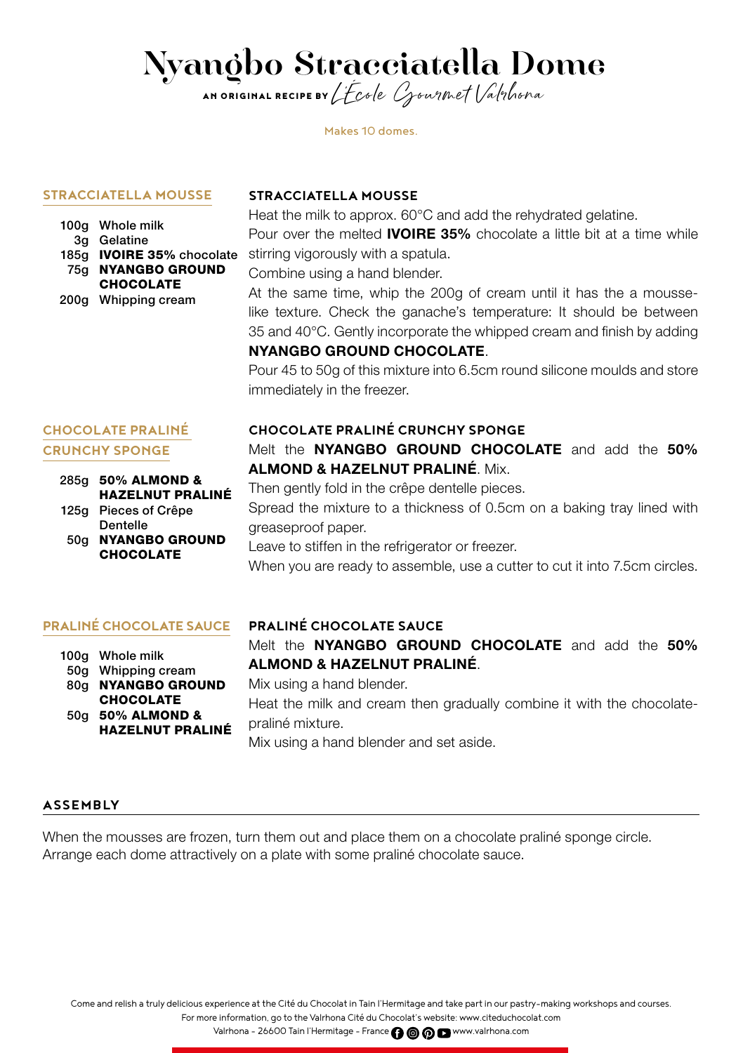# Nyangbo Stracciatella Dome

AN ORIGINAL RECIPE BY *L'École Gourmet Valrhona*

Makes 10 domes.

## STRACCIATELLA MOUSSE

- 100g Whole milk
- 3g Gelatine
- 185g **IVOIRE 35%** chocolate
- 75g **NYANGBO GROUND CHOCOLATE**
- 200g Whipping cream

### STRACCIATELLA MOUSSE

Heat the milk to approx. 60°C and add the rehydrated gelatine.
Pour over the melted **IVOIRE 35%** chocolate a little bit at a time while stirring vigorously with a spatula.
Combine using a hand blender.
At the same time, whip the 200g of cream until it has the a mousse-like texture. Check the ganache's temperature: It should be between 35 and 40°C. Gently incorporate the whipped cream and finish by adding **NYANGBO GROUND CHOCOLATE**.
Pour 45 to 50g of this mixture into 6.5cm round silicone moulds and store immediately in the freezer.

## CHOCOLATE PRALINÉ CRUNCHY SPONGE

- 285g **50% ALMOND & HAZELNUT PRALINÉ**
- 125g Pieces of Crêpe Dentelle
- 50g **NYANGBO GROUND CHOCOLATE**

### CHOCOLATE PRALINÉ CRUNCHY SPONGE

Melt the **NYANGBO GROUND CHOCOLATE** and add the **50% ALMOND & HAZELNUT PRALINÉ**. Mix.
Then gently fold in the crêpe dentelle pieces.
Spread the mixture to a thickness of 0.5cm on a baking tray lined with greaseproof paper.
Leave to stiffen in the refrigerator or freezer.
When you are ready to assemble, use a cutter to cut it into 7.5cm circles.

## PRALINÉ CHOCOLATE SAUCE

- 100g Whole milk
- 50g Whipping cream
- 80g **NYANGBO GROUND CHOCOLATE**
- 50g **50% ALMOND & HAZELNUT PRALINÉ**

### PRALINÉ CHOCOLATE SAUCE

Melt the **NYANGBO GROUND CHOCOLATE** and add the **50% ALMOND & HAZELNUT PRALINÉ**.
Mix using a hand blender.
Heat the milk and cream then gradually combine it with the chocolate-praliné mixture.
Mix using a hand blender and set aside.

## ASSEMBLY

When the mousses are frozen, turn them out and place them on a chocolate praliné sponge circle.
Arrange each dome attractively on a plate with some praliné chocolate sauce.

Come and relish a truly delicious experience at the Cité du Chocolat in Tain l'Hermitage and take part in our pastry-making workshops and courses.
For more information, go to the Valrhona Cité du Chocolat's website: www.citeduchocolat.com
Valrhona - 26600 Tain l'Hermitage - France www.valrhona.com